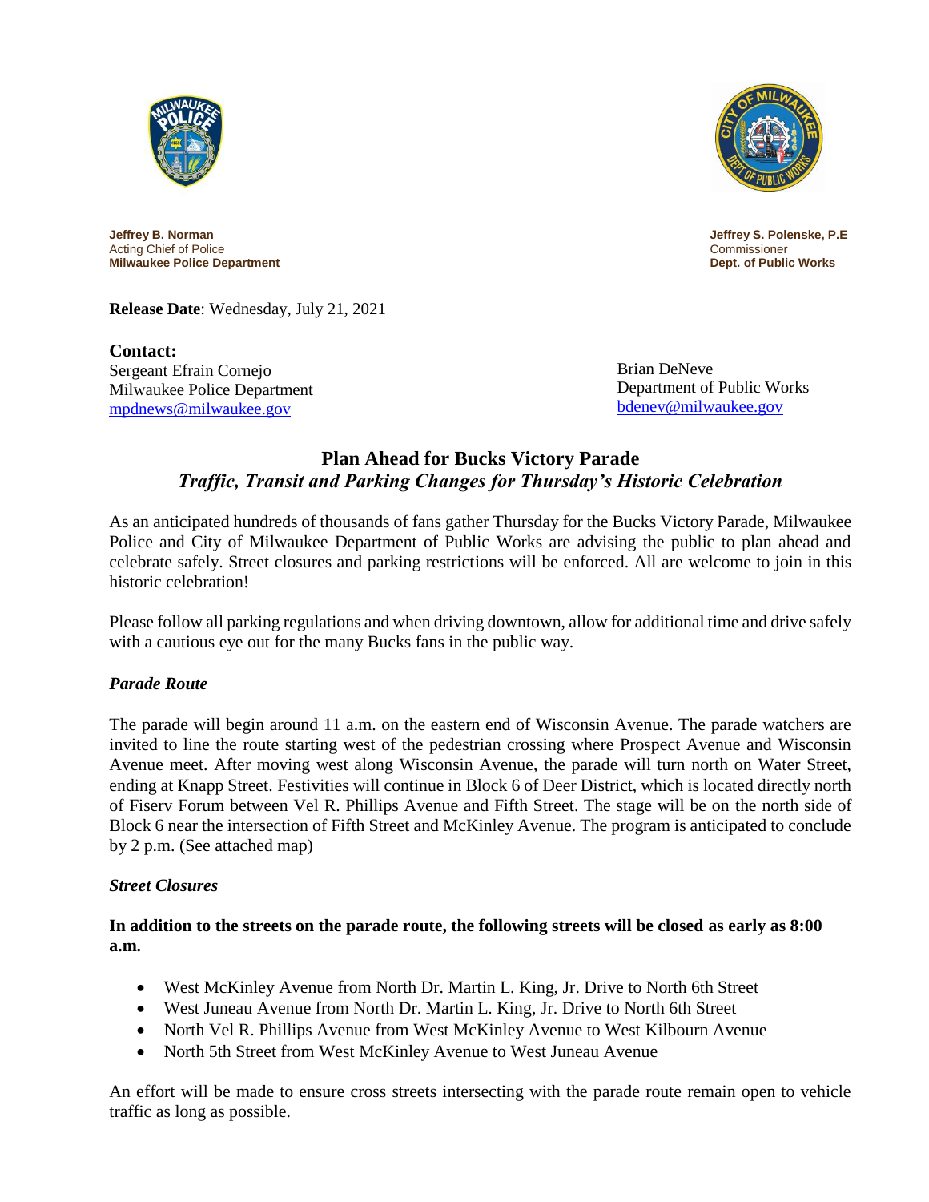**Jeffrey B. Norman**
Acting Chief of Police
**Milwaukee Police Department**

**Jeffrey S. Polenske, P.E**
Commissioner
**Dept. of Public Works**

**Release Date**: Wednesday, July 21, 2021

**Contact:**
Sergeant Efrain Cornejo
Milwaukee Police Department
mpdnews@milwaukee.gov

Brian DeNeve
Department of Public Works
bdenev@milwaukee.gov

## Plan Ahead for Bucks Victory Parade

### *Traffic, Transit and Parking Changes for Thursday's Historic Celebration*

As an anticipated hundreds of thousands of fans gather Thursday for the Bucks Victory Parade, Milwaukee Police and City of Milwaukee Department of Public Works are advising the public to plan ahead and celebrate safely. Street closures and parking restrictions will be enforced. All are welcome to join in this historic celebration!

Please follow all parking regulations and when driving downtown, allow for additional time and drive safely with a cautious eye out for the many Bucks fans in the public way.

#### *Parade Route*

The parade will begin around 11 a.m. on the eastern end of Wisconsin Avenue. The parade watchers are invited to line the route starting west of the pedestrian crossing where Prospect Avenue and Wisconsin Avenue meet. After moving west along Wisconsin Avenue, the parade will turn north on Water Street, ending at Knapp Street. Festivities will continue in Block 6 of Deer District, which is located directly north of Fiserv Forum between Vel R. Phillips Avenue and Fifth Street. The stage will be on the north side of Block 6 near the intersection of Fifth Street and McKinley Avenue. The program is anticipated to conclude by 2 p.m. (See attached map)

#### *Street Closures*

**In addition to the streets on the parade route, the following streets will be closed as early as 8:00 a.m.**

- West McKinley Avenue from North Dr. Martin L. King, Jr. Drive to North 6th Street
- West Juneau Avenue from North Dr. Martin L. King, Jr. Drive to North 6th Street
- North Vel R. Phillips Avenue from West McKinley Avenue to West Kilbourn Avenue
- North 5th Street from West McKinley Avenue to West Juneau Avenue

An effort will be made to ensure cross streets intersecting with the parade route remain open to vehicle traffic as long as possible.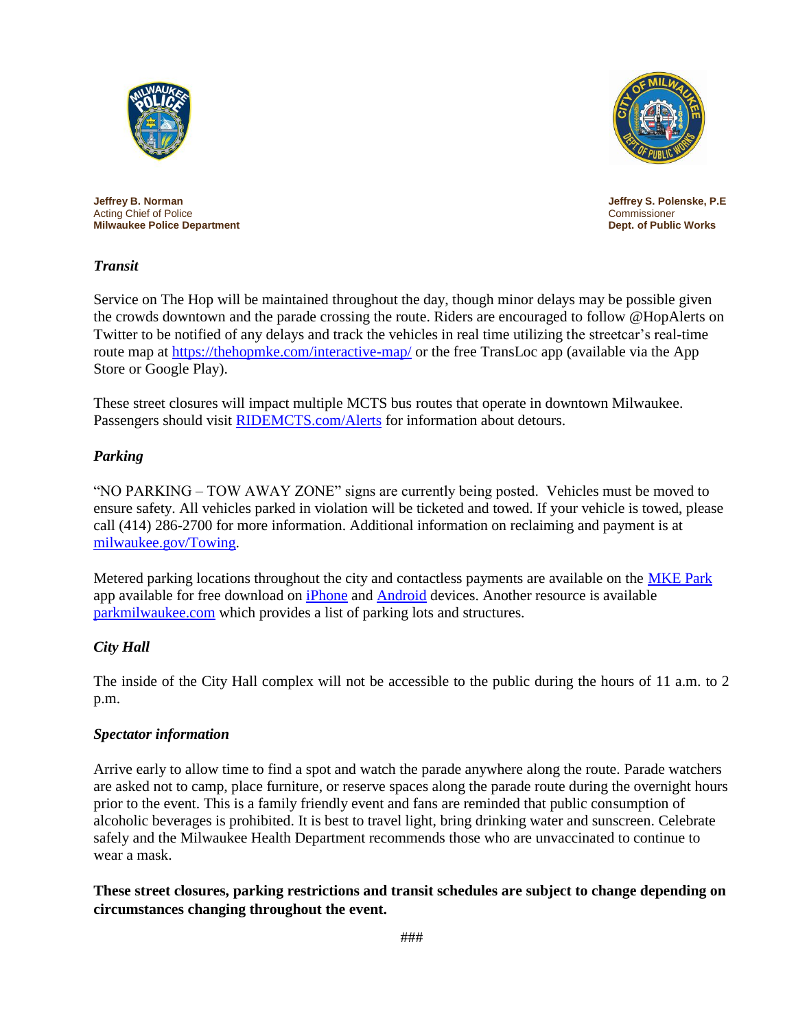**Jeffrey B. Norman**
Acting Chief of Police
**Milwaukee Police Department**

**Jeffrey S. Polenske, P.E**
Commissioner
**Dept. of Public Works**

***Transit***

Service on The Hop will be maintained throughout the day, though minor delays may be possible given the crowds downtown and the parade crossing the route. Riders are encouraged to follow @HopAlerts on Twitter to be notified of any delays and track the vehicles in real time utilizing the streetcar's real-time route map at https://thehopmke.com/interactive-map/ or the free TransLoc app (available via the App Store or Google Play).

These street closures will impact multiple MCTS bus routes that operate in downtown Milwaukee. Passengers should visit RIDEMCTS.com/Alerts for information about detours.

***Parking***

"NO PARKING – TOW AWAY ZONE" signs are currently being posted. Vehicles must be moved to ensure safety. All vehicles parked in violation will be ticketed and towed. If your vehicle is towed, please call (414) 286-2700 for more information. Additional information on reclaiming and payment is at milwaukee.gov/Towing.

Metered parking locations throughout the city and contactless payments are available on the MKE Park app available for free download on iPhone and Android devices. Another resource is available parkmilwaukee.com which provides a list of parking lots and structures.

***City Hall***

The inside of the City Hall complex will not be accessible to the public during the hours of 11 a.m. to 2 p.m.

***Spectator information***

Arrive early to allow time to find a spot and watch the parade anywhere along the route. Parade watchers are asked not to camp, place furniture, or reserve spaces along the parade route during the overnight hours prior to the event. This is a family friendly event and fans are reminded that public consumption of alcoholic beverages is prohibited. It is best to travel light, bring drinking water and sunscreen. Celebrate safely and the Milwaukee Health Department recommends those who are unvaccinated to continue to wear a mask.

**These street closures, parking restrictions and transit schedules are subject to change depending on circumstances changing throughout the event.**

###